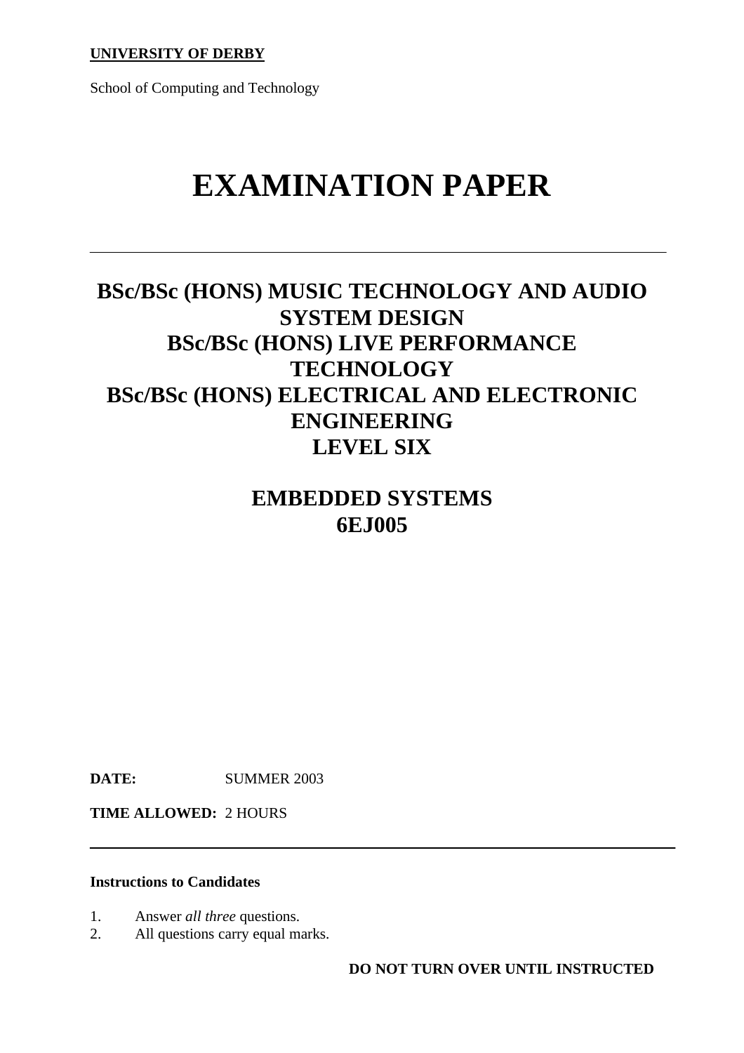**UNIVERSITY OF DERBY**

School of Computing and Technology

# EXAMINATION PAPER

---

## BSc/BSc (HONS) MUSIC TECHNOLOGY AND AUDIO SYSTEM DESIGN
## BSc/BSc (HONS) LIVE PERFORMANCE TECHNOLOGY
## BSc/BSc (HONS) ELECTRICAL AND ELECTRONIC ENGINEERING
## LEVEL SIX

## EMBEDDED SYSTEMS
## 6EJ005

**DATE:** SUMMER 2003

**TIME ALLOWED:** 2 HOURS

---

**Instructions to Candidates**

1. Answer *all three* questions.
2. All questions carry equal marks.

**DO NOT TURN OVER UNTIL INSTRUCTED**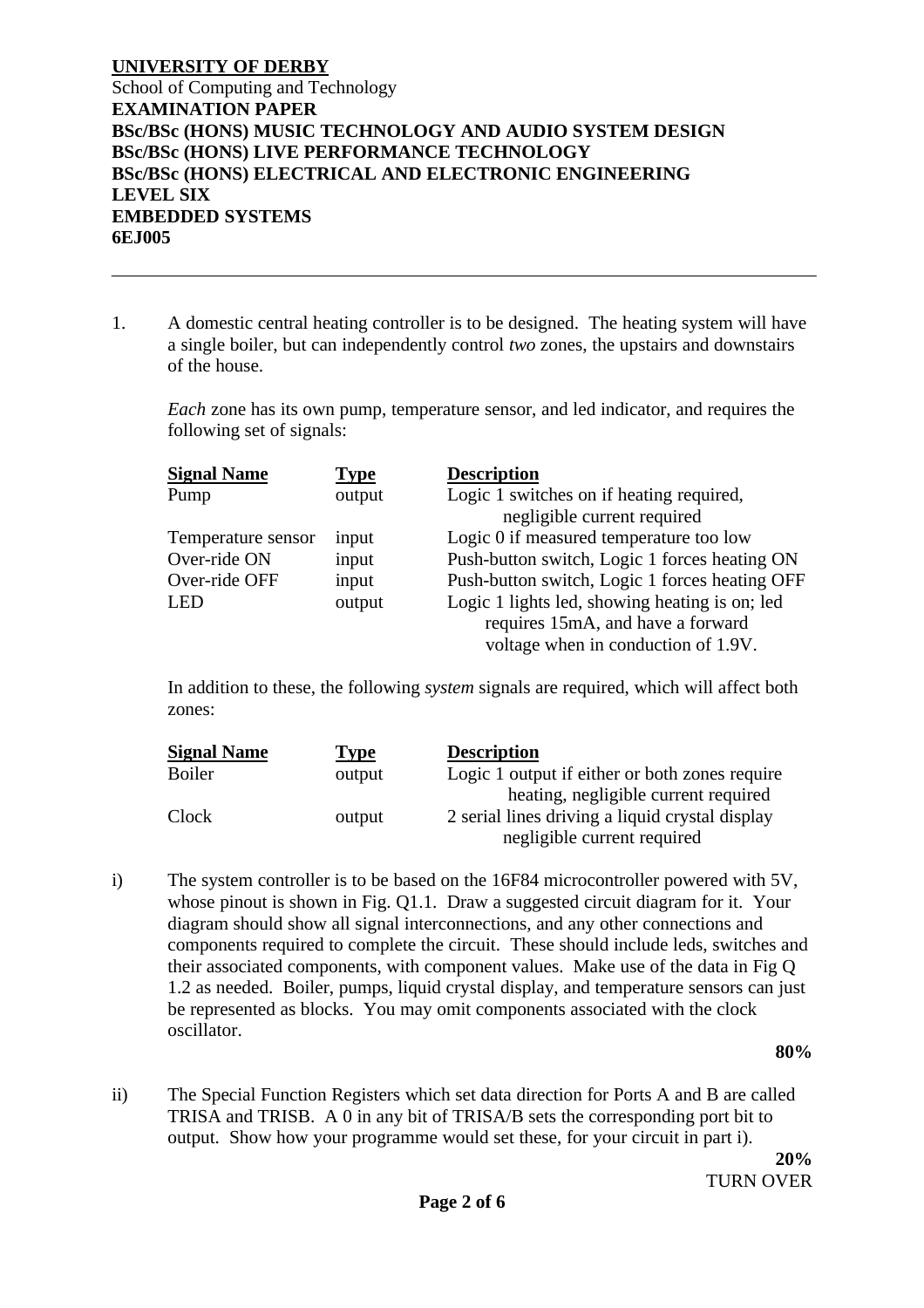**UNIVERSITY OF DERBY**
School of Computing and Technology
**EXAMINATION PAPER**
**BSc/BSc (HONS) MUSIC TECHNOLOGY AND AUDIO SYSTEM DESIGN**
**BSc/BSc (HONS) LIVE PERFORMANCE TECHNOLOGY**
**BSc/BSc (HONS) ELECTRICAL AND ELECTRONIC ENGINEERING**
**LEVEL SIX**
**EMBEDDED SYSTEMS**
**6EJ005**

---

1. A domestic central heating controller is to be designed. The heating system will have a single boiler, but can independently control *two* zones, the upstairs and downstairs of the house.

   *Each* zone has its own pump, temperature sensor, and led indicator, and requires the following set of signals:

| Signal Name | Type | Description |
|---|---|---|
| Pump | output | Logic 1 switches on if heating required, negligible current required |
| Temperature sensor | input | Logic 0 if measured temperature too low |
| Over-ride ON | input | Push-button switch, Logic 1 forces heating ON |
| Over-ride OFF | input | Push-button switch, Logic 1 forces heating OFF |
| LED | output | Logic 1 lights led, showing heating is on; led requires 15mA, and have a forward voltage when in conduction of 1.9V. |

   In addition to these, the following *system* signals are required, which will affect both zones:

| Signal Name | Type | Description |
|---|---|---|
| Boiler | output | Logic 1 output if either or both zones require heating, negligible current required |
| Clock | output | 2 serial lines driving a liquid crystal display negligible current required |

i) The system controller is to be based on the 16F84 microcontroller powered with 5V, whose pinout is shown in Fig. Q1.1. Draw a suggested circuit diagram for it. Your diagram should show all signal interconnections, and any other connections and components required to complete the circuit. These should include leds, switches and their associated components, with component values. Make use of the data in Fig Q 1.2 as needed. Boiler, pumps, liquid crystal display, and temperature sensors can just be represented as blocks. You may omit components associated with the clock oscillator.

**80%**

ii) The Special Function Registers which set data direction for Ports A and B are called TRISA and TRISB. A 0 in any bit of TRISA/B sets the corresponding port bit to output. Show how your programme would set these, for your circuit in part i).

**20%**

TURN OVER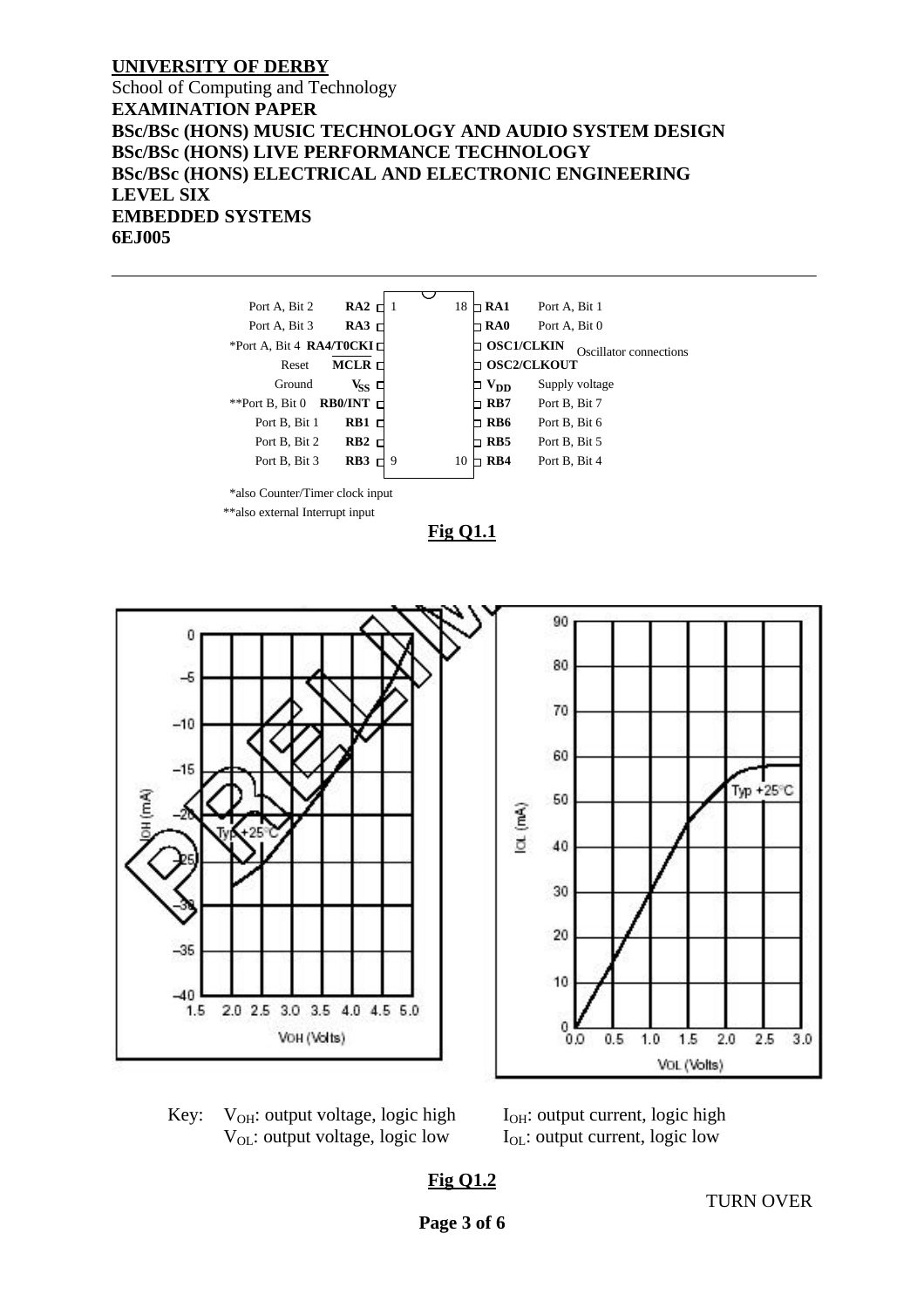**UNIVERSITY OF DERBY**
School of Computing and Technology
**EXAMINATION PAPER**
**BSc/BSc (HONS) MUSIC TECHNOLOGY AND AUDIO SYSTEM DESIGN**
**BSc/BSc (HONS) LIVE PERFORMANCE TECHNOLOGY**
**BSc/BSc (HONS) ELECTRICAL AND ELECTRONIC ENGINEERING**
**LEVEL SIX**
**EMBEDDED SYSTEMS**
**6EJ005**

---

| Description | Pin name | Pin | Pin | Pin name | Description |
|---|---|---|---|---|---|
| Port A, Bit 2 | **RA2** | 1 | 18 | **RA1** | Port A, Bit 1 |
| Port A, Bit 3 | **RA3** | | | **RA0** | Port A, Bit 0 |
| *Port A, Bit 4 | **RA4/T0CKI** | | | **OSC1/CLKIN** | Oscillator connections |
| Reset | **$\overline{MCLR}$** | | | **OSC2/CLKOUT** | |
| Ground | **$V_{SS}$** | | | **$V_{DD}$** | Supply voltage |
| **Port B, Bit 0 | **RB0/INT** | | | **RB7** | Port B, Bit 7 |
| Port B, Bit 1 | **RB1** | | | **RB6** | Port B, Bit 6 |
| Port B, Bit 2 | **RB2** | | | **RB5** | Port B, Bit 5 |
| Port B, Bit 3 | **RB3** | 9 | 10 | **RB4** | Port B, Bit 4 |

*also Counter/Timer clock input
**also external Interrupt input

**Fig Q1.1**

Key: $V_{OH}$: output voltage, logic high $I_{OH}$: output current, logic high
$V_{OL}$: output voltage, logic low $I_{OL}$: output current, logic low

**Fig Q1.2**

TURN OVER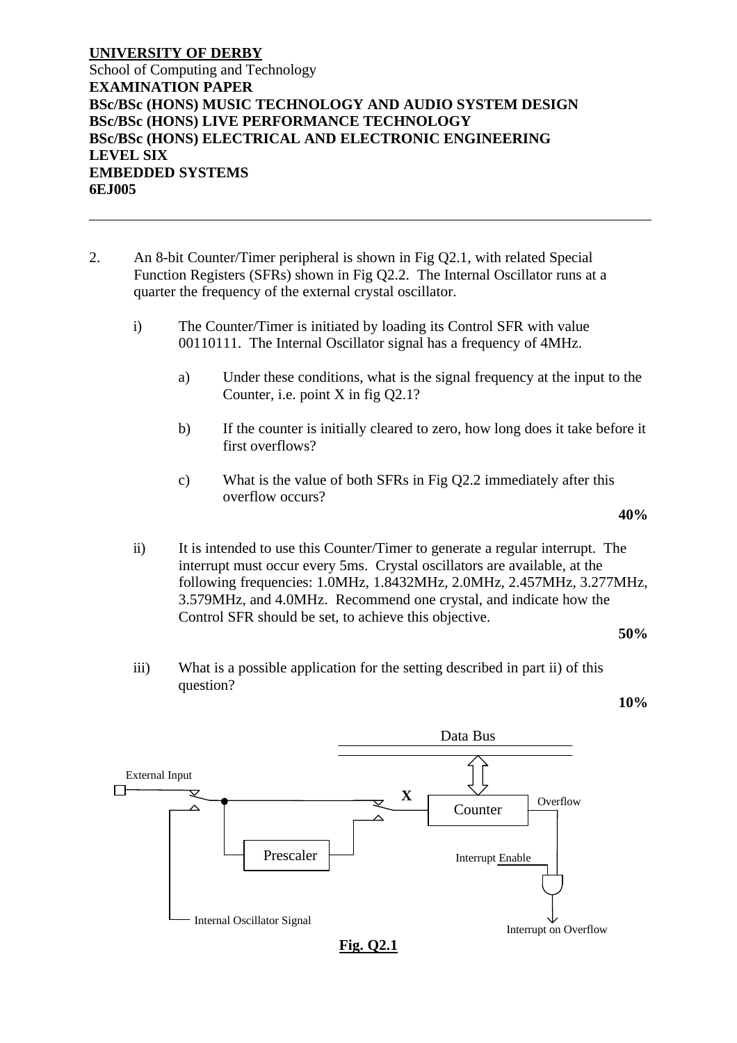**UNIVERSITY OF DERBY**
School of Computing and Technology
**EXAMINATION PAPER**
**BSc/BSc (HONS) MUSIC TECHNOLOGY AND AUDIO SYSTEM DESIGN**
**BSc/BSc (HONS) LIVE PERFORMANCE TECHNOLOGY**
**BSc/BSc (HONS) ELECTRICAL AND ELECTRONIC ENGINEERING**
**LEVEL SIX**
**EMBEDDED SYSTEMS**
**6EJ005**

---

2. An 8-bit Counter/Timer peripheral is shown in Fig Q2.1, with related Special Function Registers (SFRs) shown in Fig Q2.2. The Internal Oscillator runs at a quarter the frequency of the external crystal oscillator.

   i) The Counter/Timer is initiated by loading its Control SFR with value 00110111. The Internal Oscillator signal has a frequency of 4MHz.

      a) Under these conditions, what is the signal frequency at the input to the Counter, i.e. point X in fig Q2.1?

      b) If the counter is initially cleared to zero, how long does it take before it first overflows?

      c) What is the value of both SFRs in Fig Q2.2 immediately after this overflow occurs?

      **40%**

   ii) It is intended to use this Counter/Timer to generate a regular interrupt. The interrupt must occur every 5ms. Crystal oscillators are available, at the following frequencies: 1.0MHz, 1.8432MHz, 2.0MHz, 2.457MHz, 3.277MHz, 3.579MHz, and 4.0MHz. Recommend one crystal, and indicate how the Control SFR should be set, to achieve this objective.

      **50%**

   iii) What is a possible application for the setting described in part ii) of this question?

      **10%**

Data Bus

External Input

X

Counter

Overflow

Prescaler

Interrupt Enable

Internal Oscillator Signal

Interrupt on Overflow

**Fig. Q2.1**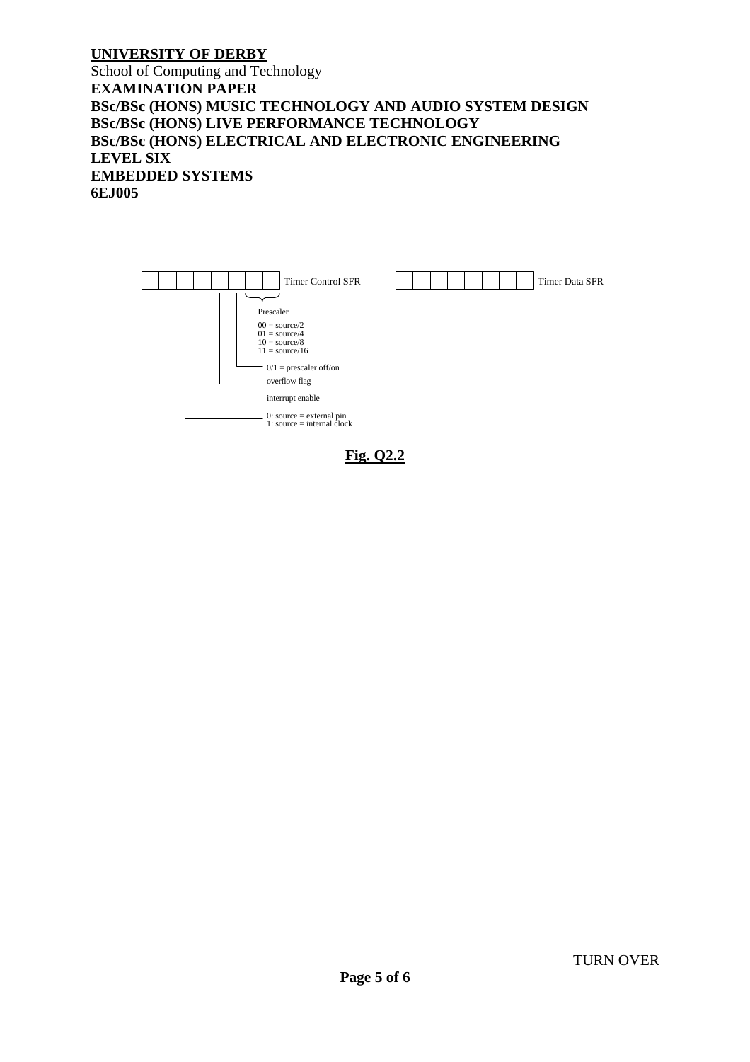Timer Control SFR

Timer Data SFR

Prescaler

00 = source/2
01 = source/4
10 = source/8
11 = source/16

0/1 = prescaler off/on

overflow flag

interrupt enable

0: source = external pin
1: source = internal clock

**Fig. Q2.2**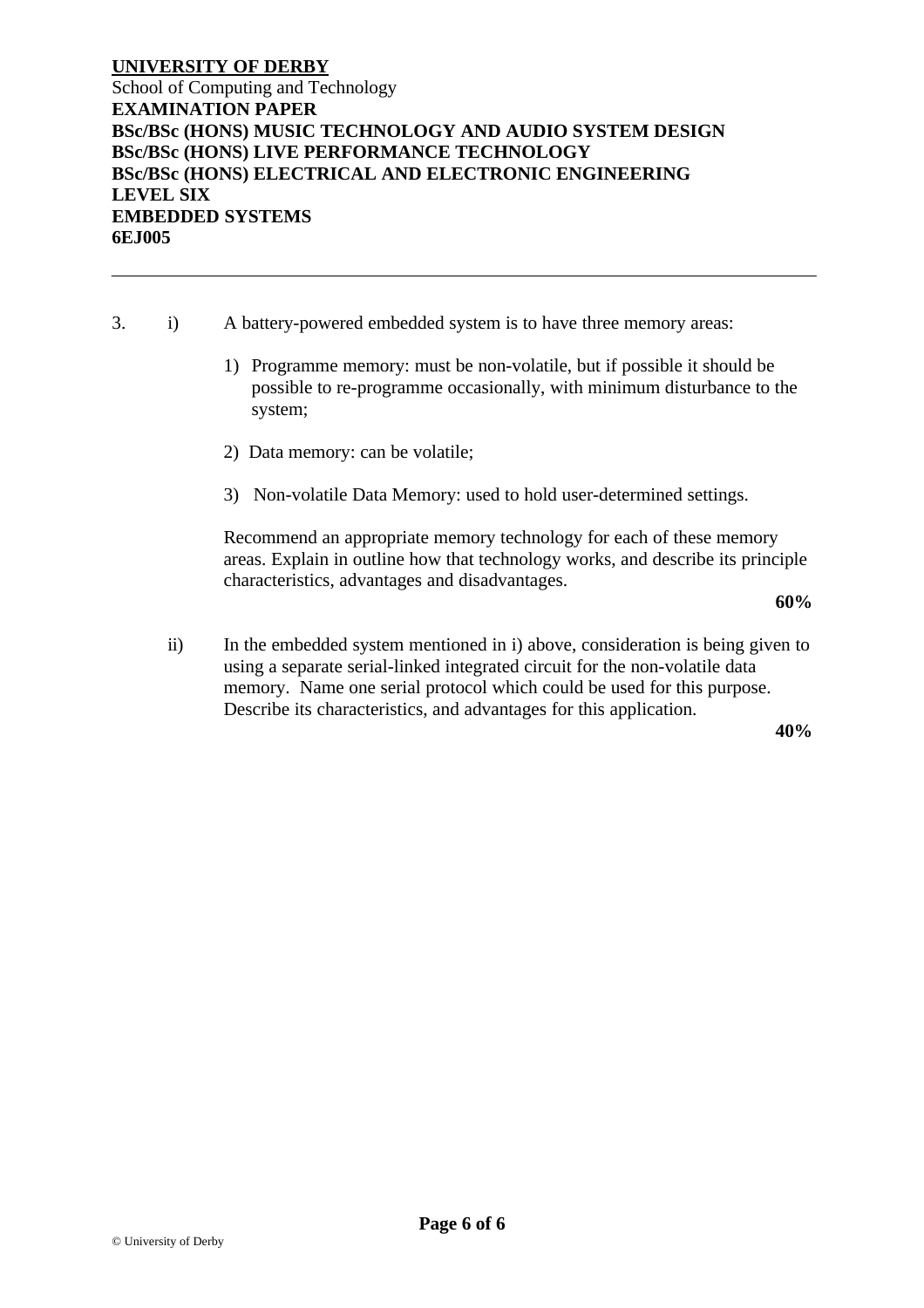**UNIVERSITY OF DERBY**
School of Computing and Technology
**EXAMINATION PAPER**
**BSc/BSc (HONS) MUSIC TECHNOLOGY AND AUDIO SYSTEM DESIGN**
**BSc/BSc (HONS) LIVE PERFORMANCE TECHNOLOGY**
**BSc/BSc (HONS) ELECTRICAL AND ELECTRONIC ENGINEERING**
**LEVEL SIX**
**EMBEDDED SYSTEMS**
**6EJ005**

---

3. i) A battery-powered embedded system is to have three memory areas:

   1) Programme memory: must be non-volatile, but if possible it should be possible to re-programme occasionally, with minimum disturbance to the system;

   2) Data memory: can be volatile;

   3) Non-volatile Data Memory: used to hold user-determined settings.

   Recommend an appropriate memory technology for each of these memory areas. Explain in outline how that technology works, and describe its principle characteristics, advantages and disadvantages.

   **60%**

   ii) In the embedded system mentioned in i) above, consideration is being given to using a separate serial-linked integrated circuit for the non-volatile data memory. Name one serial protocol which could be used for this purpose. Describe its characteristics, and advantages for this application.

   **40%**

© University of Derby